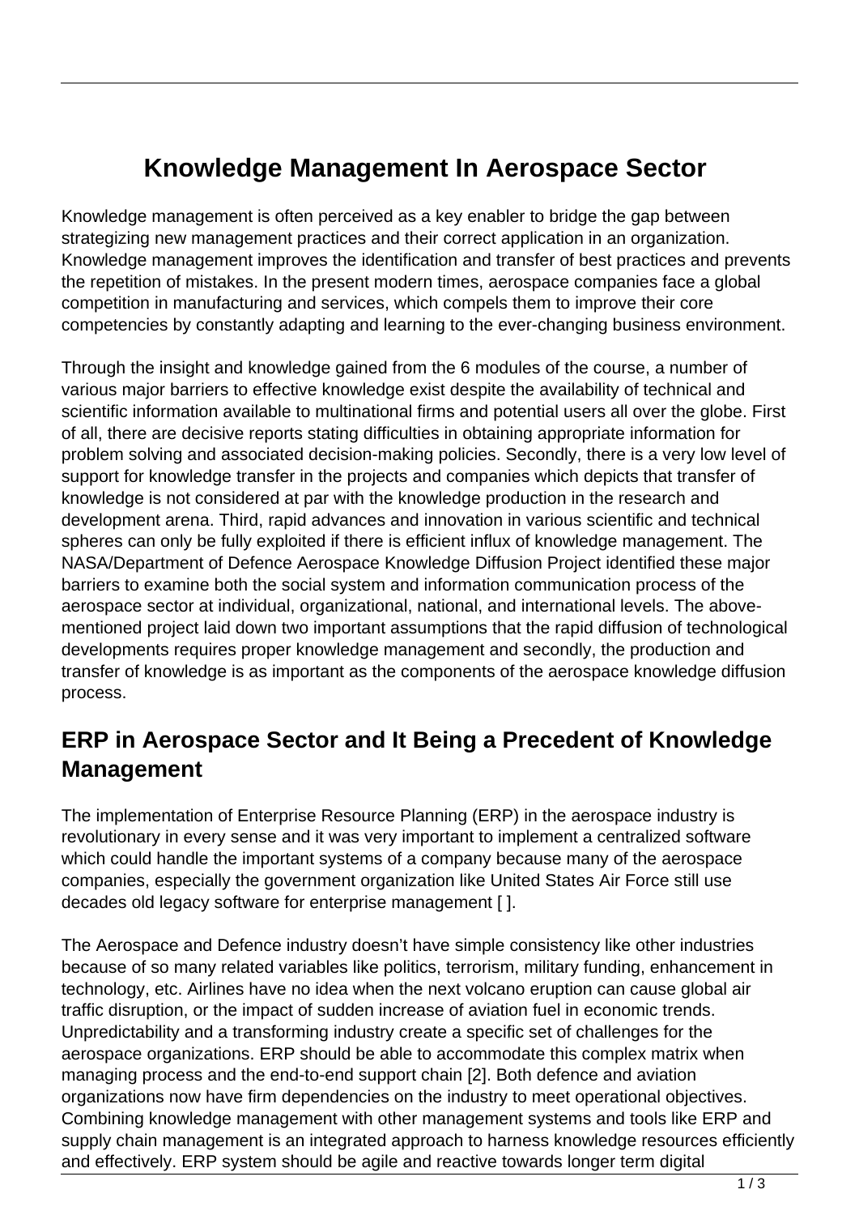# Knowledge Management In Aerospace Sector

Knowledge management is often perceived as a key enabler to bridge the gap between strategizing new management practices and their correct application in an organization. Knowledge management improves the identification and transfer of best practices and prevents the repetition of mistakes. In the present modern times, aerospace companies face a global competition in manufacturing and services, which compels them to improve their core competencies by constantly adapting and learning to the ever-changing business environment.

Through the insight and knowledge gained from the 6 modules of the course, a number of various major barriers to effective knowledge exist despite the availability of technical and scientific information available to multinational firms and potential users all over the globe. First of all, there are decisive reports stating difficulties in obtaining appropriate information for problem solving and associated decision-making policies. Secondly, there is a very low level of support for knowledge transfer in the projects and companies which depicts that transfer of knowledge is not considered at par with the knowledge production in the research and development arena. Third, rapid advances and innovation in various scientific and technical spheres can only be fully exploited if there is efficient influx of knowledge management. The NASA/Department of Defence Aerospace Knowledge Diffusion Project identified these major barriers to examine both the social system and information communication process of the aerospace sector at individual, organizational, national, and international levels. The above-mentioned project laid down two important assumptions that the rapid diffusion of technological developments requires proper knowledge management and secondly, the production and transfer of knowledge is as important as the components of the aerospace knowledge diffusion process.

## ERP in Aerospace Sector and It Being a Precedent of Knowledge Management

The implementation of Enterprise Resource Planning (ERP) in the aerospace industry is revolutionary in every sense and it was very important to implement a centralized software which could handle the important systems of a company because many of the aerospace companies, especially the government organization like United States Air Force still use decades old legacy software for enterprise management [ ].

The Aerospace and Defence industry doesn't have simple consistency like other industries because of so many related variables like politics, terrorism, military funding, enhancement in technology, etc. Airlines have no idea when the next volcano eruption can cause global air traffic disruption, or the impact of sudden increase of aviation fuel in economic trends. Unpredictability and a transforming industry create a specific set of challenges for the aerospace organizations. ERP should be able to accommodate this complex matrix when managing process and the end-to-end support chain [2]. Both defence and aviation organizations now have firm dependencies on the industry to meet operational objectives. Combining knowledge management with other management systems and tools like ERP and supply chain management is an integrated approach to harness knowledge resources efficiently and effectively. ERP system should be agile and reactive towards longer term digital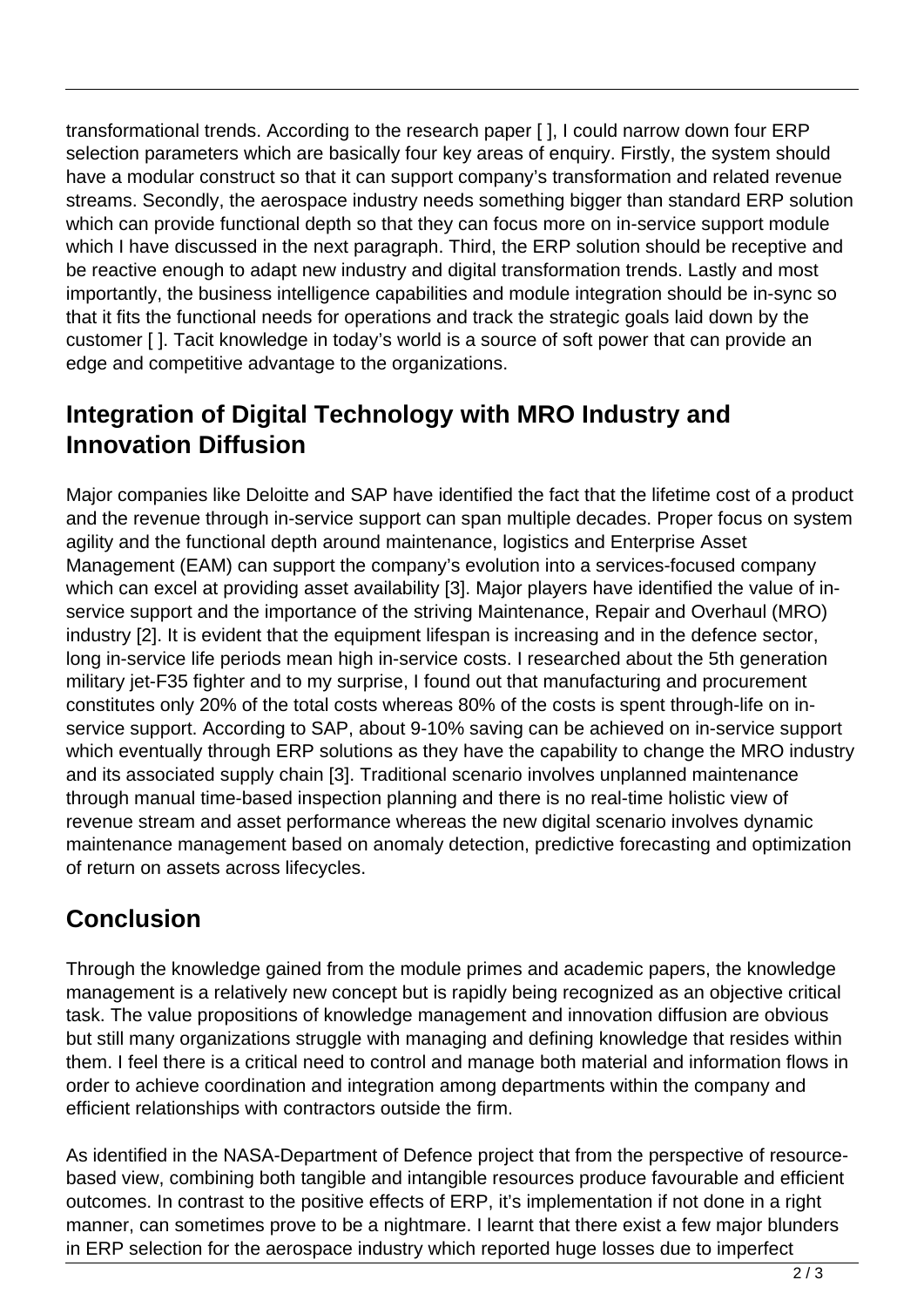transformational trends. According to the research paper [ ], I could narrow down four ERP selection parameters which are basically four key areas of enquiry. Firstly, the system should have a modular construct so that it can support company's transformation and related revenue streams. Secondly, the aerospace industry needs something bigger than standard ERP solution which can provide functional depth so that they can focus more on in-service support module which I have discussed in the next paragraph. Third, the ERP solution should be receptive and be reactive enough to adapt new industry and digital transformation trends. Lastly and most importantly, the business intelligence capabilities and module integration should be in-sync so that it fits the functional needs for operations and track the strategic goals laid down by the customer [ ]. Tacit knowledge in today's world is a source of soft power that can provide an edge and competitive advantage to the organizations.

## Integration of Digital Technology with MRO Industry and Innovation Diffusion

Major companies like Deloitte and SAP have identified the fact that the lifetime cost of a product and the revenue through in-service support can span multiple decades. Proper focus on system agility and the functional depth around maintenance, logistics and Enterprise Asset Management (EAM) can support the company's evolution into a services-focused company which can excel at providing asset availability [3]. Major players have identified the value of in-service support and the importance of the striving Maintenance, Repair and Overhaul (MRO) industry [2]. It is evident that the equipment lifespan is increasing and in the defence sector, long in-service life periods mean high in-service costs. I researched about the 5th generation military jet-F35 fighter and to my surprise, I found out that manufacturing and procurement constitutes only 20% of the total costs whereas 80% of the costs is spent through-life on in-service support. According to SAP, about 9-10% saving can be achieved on in-service support which eventually through ERP solutions as they have the capability to change the MRO industry and its associated supply chain [3]. Traditional scenario involves unplanned maintenance through manual time-based inspection planning and there is no real-time holistic view of revenue stream and asset performance whereas the new digital scenario involves dynamic maintenance management based on anomaly detection, predictive forecasting and optimization of return on assets across lifecycles.

## Conclusion

Through the knowledge gained from the module primes and academic papers, the knowledge management is a relatively new concept but is rapidly being recognized as an objective critical task. The value propositions of knowledge management and innovation diffusion are obvious but still many organizations struggle with managing and defining knowledge that resides within them. I feel there is a critical need to control and manage both material and information flows in order to achieve coordination and integration among departments within the company and efficient relationships with contractors outside the firm.

As identified in the NASA-Department of Defence project that from the perspective of resource-based view, combining both tangible and intangible resources produce favourable and efficient outcomes. In contrast to the positive effects of ERP, it's implementation if not done in a right manner, can sometimes prove to be a nightmare. I learnt that there exist a few major blunders in ERP selection for the aerospace industry which reported huge losses due to imperfect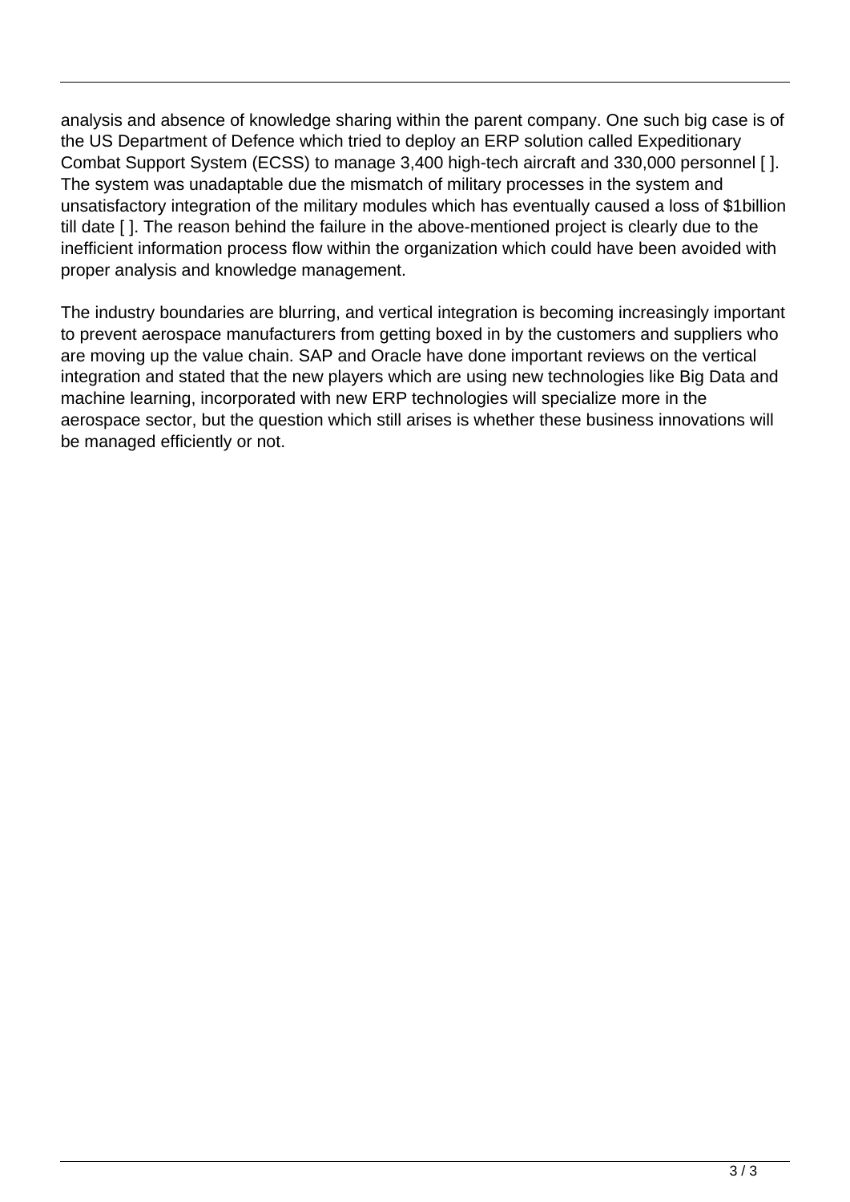analysis and absence of knowledge sharing within the parent company. One such big case is of the US Department of Defence which tried to deploy an ERP solution called Expeditionary Combat Support System (ECSS) to manage 3,400 high-tech aircraft and 330,000 personnel [ ]. The system was unadaptable due the mismatch of military processes in the system and unsatisfactory integration of the military modules which has eventually caused a loss of $1billion till date [ ]. The reason behind the failure in the above-mentioned project is clearly due to the inefficient information process flow within the organization which could have been avoided with proper analysis and knowledge management.

The industry boundaries are blurring, and vertical integration is becoming increasingly important to prevent aerospace manufacturers from getting boxed in by the customers and suppliers who are moving up the value chain. SAP and Oracle have done important reviews on the vertical integration and stated that the new players which are using new technologies like Big Data and machine learning, incorporated with new ERP technologies will specialize more in the aerospace sector, but the question which still arises is whether these business innovations will be managed efficiently or not.